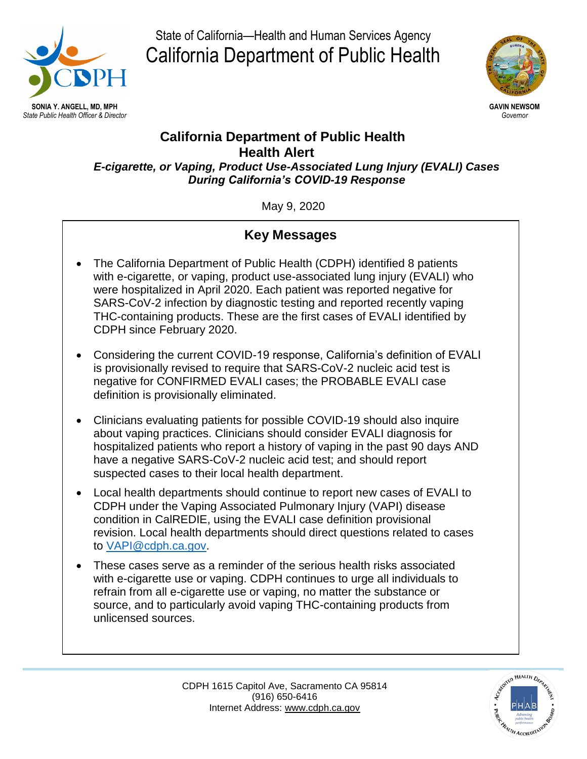State of California—Health and Human Services Agency

# California Department of Public Health

**SONIA Y. ANGELL, MD, MPH**
*State Public Health Officer & Director*

**GAVIN NEWSOM**
*Governor*

## California Department of Public Health Health Alert

***E-cigarette, or Vaping, Product Use-Associated Lung Injury (EVALI) Cases During California's COVID-19 Response***

May 9, 2020

### Key Messages

- The California Department of Public Health (CDPH) identified 8 patients with e-cigarette, or vaping, product use-associated lung injury (EVALI) who were hospitalized in April 2020. Each patient was reported negative for SARS-CoV-2 infection by diagnostic testing and reported recently vaping THC-containing products. These are the first cases of EVALI identified by CDPH since February 2020.
- Considering the current COVID-19 response, California's definition of EVALI is provisionally revised to require that SARS-CoV-2 nucleic acid test is negative for CONFIRMED EVALI cases; the PROBABLE EVALI case definition is provisionally eliminated.
- Clinicians evaluating patients for possible COVID-19 should also inquire about vaping practices. Clinicians should consider EVALI diagnosis for hospitalized patients who report a history of vaping in the past 90 days AND have a negative SARS-CoV-2 nucleic acid test; and should report suspected cases to their local health department.
- Local health departments should continue to report new cases of EVALI to CDPH under the Vaping Associated Pulmonary Injury (VAPI) disease condition in CalREDIE, using the EVALI case definition provisional revision. Local health departments should direct questions related to cases to VAPI@cdph.ca.gov.
- These cases serve as a reminder of the serious health risks associated with e-cigarette use or vaping. CDPH continues to urge all individuals to refrain from all e-cigarette use or vaping, no matter the substance or source, and to particularly avoid vaping THC-containing products from unlicensed sources.

CDPH 1615 Capitol Ave, Sacramento CA 95814
(916) 650-6416
Internet Address: www.cdph.ca.gov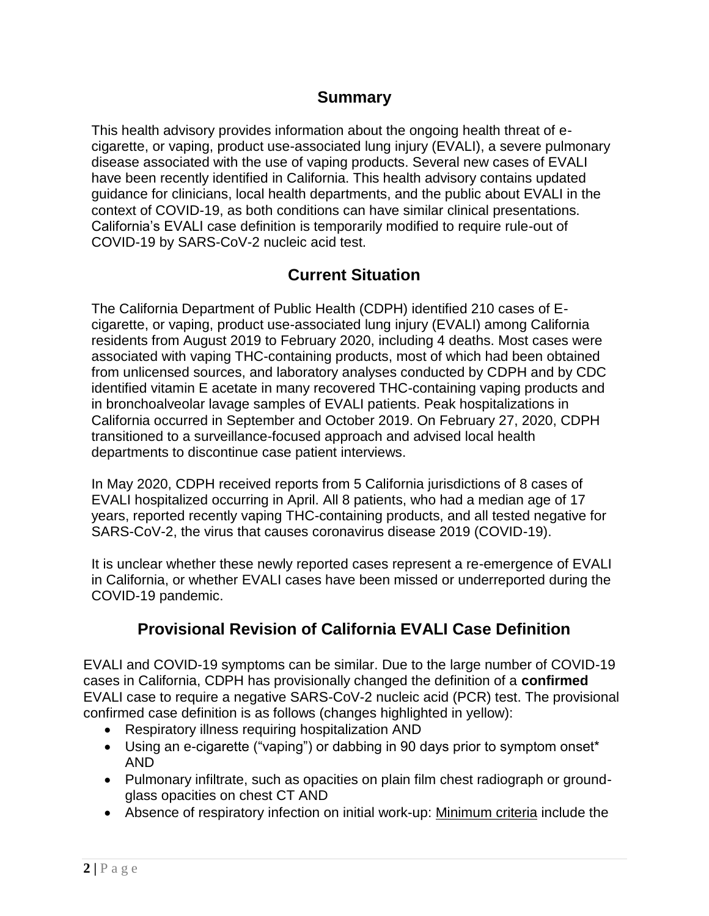## Summary

This health advisory provides information about the ongoing health threat of e-cigarette, or vaping, product use-associated lung injury (EVALI), a severe pulmonary disease associated with the use of vaping products. Several new cases of EVALI have been recently identified in California. This health advisory contains updated guidance for clinicians, local health departments, and the public about EVALI in the context of COVID-19, as both conditions can have similar clinical presentations. California's EVALI case definition is temporarily modified to require rule-out of COVID-19 by SARS-CoV-2 nucleic acid test.

## Current Situation

The California Department of Public Health (CDPH) identified 210 cases of E-cigarette, or vaping, product use-associated lung injury (EVALI) among California residents from August 2019 to February 2020, including 4 deaths. Most cases were associated with vaping THC-containing products, most of which had been obtained from unlicensed sources, and laboratory analyses conducted by CDPH and by CDC identified vitamin E acetate in many recovered THC-containing vaping products and in bronchoalveolar lavage samples of EVALI patients. Peak hospitalizations in California occurred in September and October 2019. On February 27, 2020, CDPH transitioned to a surveillance-focused approach and advised local health departments to discontinue case patient interviews.

In May 2020, CDPH received reports from 5 California jurisdictions of 8 cases of EVALI hospitalized occurring in April. All 8 patients, who had a median age of 17 years, reported recently vaping THC-containing products, and all tested negative for SARS-CoV-2, the virus that causes coronavirus disease 2019 (COVID-19).

It is unclear whether these newly reported cases represent a re-emergence of EVALI in California, or whether EVALI cases have been missed or underreported during the COVID-19 pandemic.

## Provisional Revision of California EVALI Case Definition

EVALI and COVID-19 symptoms can be similar. Due to the large number of COVID-19 cases in California, CDPH has provisionally changed the definition of a **confirmed** EVALI case to require a negative SARS-CoV-2 nucleic acid (PCR) test. The provisional confirmed case definition is as follows (changes highlighted in yellow):

- Respiratory illness requiring hospitalization AND
- Using an e-cigarette ("vaping") or dabbing in 90 days prior to symptom onset* AND
- Pulmonary infiltrate, such as opacities on plain film chest radiograph or ground-glass opacities on chest CT AND
- Absence of respiratory infection on initial work-up: Minimum criteria include the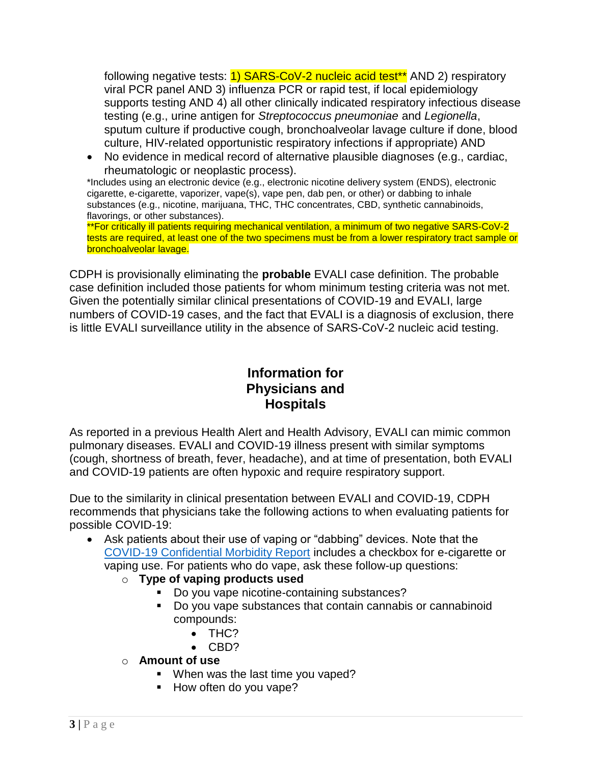following negative tests: 1) SARS-CoV-2 nucleic acid test** AND 2) respiratory viral PCR panel AND 3) influenza PCR or rapid test, if local epidemiology supports testing AND 4) all other clinically indicated respiratory infectious disease testing (e.g., urine antigen for *Streptococcus pneumoniae* and *Legionella*, sputum culture if productive cough, bronchoalveolar lavage culture if done, blood culture, HIV-related opportunistic respiratory infections if appropriate) AND

- No evidence in medical record of alternative plausible diagnoses (e.g., cardiac, rheumatologic or neoplastic process).

*Includes using an electronic device (e.g., electronic nicotine delivery system (ENDS), electronic cigarette, e-cigarette, vaporizer, vape(s), vape pen, dab pen, or other) or dabbing to inhale substances (e.g., nicotine, marijuana, THC, THC concentrates, CBD, synthetic cannabinoids, flavorings, or other substances).

**For critically ill patients requiring mechanical ventilation, a minimum of two negative SARS-CoV-2 tests are required, at least one of the two specimens must be from a lower respiratory tract sample or bronchoalveolar lavage.

CDPH is provisionally eliminating the **probable** EVALI case definition. The probable case definition included those patients for whom minimum testing criteria was not met. Given the potentially similar clinical presentations of COVID-19 and EVALI, large numbers of COVID-19 cases, and the fact that EVALI is a diagnosis of exclusion, there is little EVALI surveillance utility in the absence of SARS-CoV-2 nucleic acid testing.

## Information for Physicians and Hospitals

As reported in a previous Health Alert and Health Advisory, EVALI can mimic common pulmonary diseases. EVALI and COVID-19 illness present with similar symptoms (cough, shortness of breath, fever, headache), and at time of presentation, both EVALI and COVID-19 patients are often hypoxic and require respiratory support.

Due to the similarity in clinical presentation between EVALI and COVID-19, CDPH recommends that physicians take the following actions to when evaluating patients for possible COVID-19:

- Ask patients about their use of vaping or "dabbing" devices. Note that the COVID-19 Confidential Morbidity Report includes a checkbox for e-cigarette or vaping use. For patients who do vape, ask these follow-up questions:
  - **Type of vaping products used**
    - Do you vape nicotine-containing substances?
    - Do you vape substances that contain cannabis or cannabinoid compounds:
      - THC?
      - CBD?
  - **Amount of use**
    - When was the last time you vaped?
    - How often do you vape?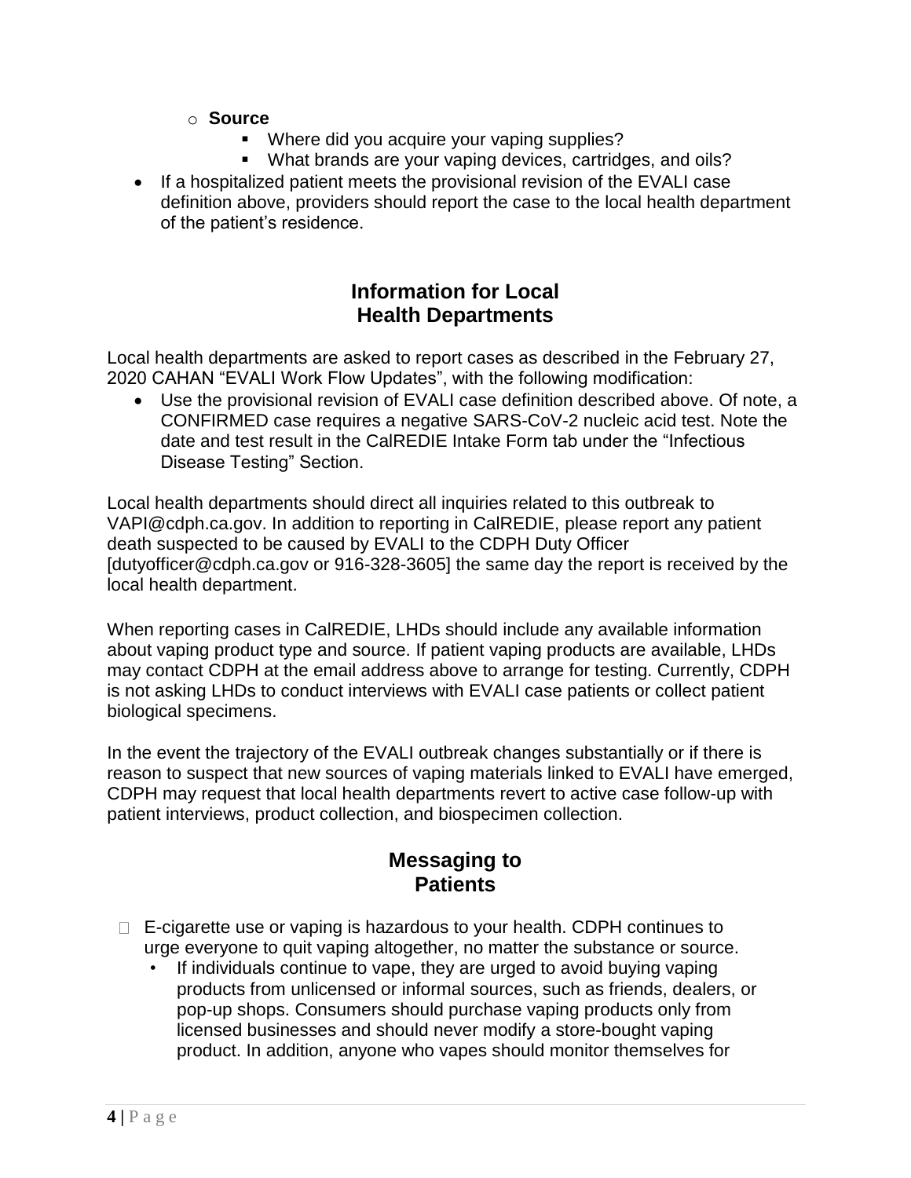- **Source**
  - Where did you acquire your vaping supplies?
  - What brands are your vaping devices, cartridges, and oils?
- If a hospitalized patient meets the provisional revision of the EVALI case definition above, providers should report the case to the local health department of the patient's residence.

## Information for Local Health Departments

Local health departments are asked to report cases as described in the February 27, 2020 CAHAN "EVALI Work Flow Updates", with the following modification:

- Use the provisional revision of EVALI case definition described above. Of note, a CONFIRMED case requires a negative SARS-CoV-2 nucleic acid test. Note the date and test result in the CalREDIE Intake Form tab under the "Infectious Disease Testing" Section.

Local health departments should direct all inquiries related to this outbreak to VAPI@cdph.ca.gov. In addition to reporting in CalREDIE, please report any patient death suspected to be caused by EVALI to the CDPH Duty Officer [dutyofficer@cdph.ca.gov or 916-328-3605] the same day the report is received by the local health department.

When reporting cases in CalREDIE, LHDs should include any available information about vaping product type and source. If patient vaping products are available, LHDs may contact CDPH at the email address above to arrange for testing. Currently, CDPH is not asking LHDs to conduct interviews with EVALI case patients or collect patient biological specimens.

In the event the trajectory of the EVALI outbreak changes substantially or if there is reason to suspect that new sources of vaping materials linked to EVALI have emerged, CDPH may request that local health departments revert to active case follow-up with patient interviews, product collection, and biospecimen collection.

## Messaging to Patients

- E-cigarette use or vaping is hazardous to your health. CDPH continues to urge everyone to quit vaping altogether, no matter the substance or source.
  - If individuals continue to vape, they are urged to avoid buying vaping products from unlicensed or informal sources, such as friends, dealers, or pop-up shops. Consumers should purchase vaping products only from licensed businesses and should never modify a store-bought vaping product. In addition, anyone who vapes should monitor themselves for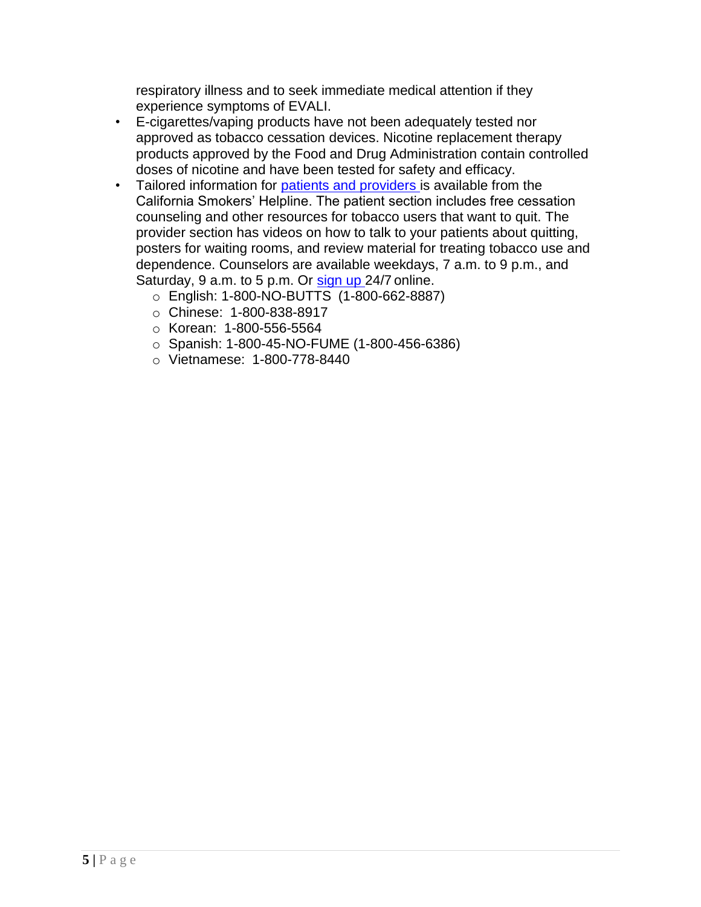respiratory illness and to seek immediate medical attention if they experience symptoms of EVALI.

- E-cigarettes/vaping products have not been adequately tested nor approved as tobacco cessation devices. Nicotine replacement therapy products approved by the Food and Drug Administration contain controlled doses of nicotine and have been tested for safety and efficacy.
- Tailored information for patients and providers is available from the California Smokers' Helpline. The patient section includes free cessation counseling and other resources for tobacco users that want to quit. The provider section has videos on how to talk to your patients about quitting, posters for waiting rooms, and review material for treating tobacco use and dependence. Counselors are available weekdays, 7 a.m. to 9 p.m., and Saturday, 9 a.m. to 5 p.m. Or sign up 24/7 online.
  - English: 1-800-NO-BUTTS (1-800-662-8887)
  - Chinese: 1-800-838-8917
  - Korean: 1-800-556-5564
  - Spanish: 1-800-45-NO-FUME (1-800-456-6386)
  - Vietnamese: 1-800-778-8440